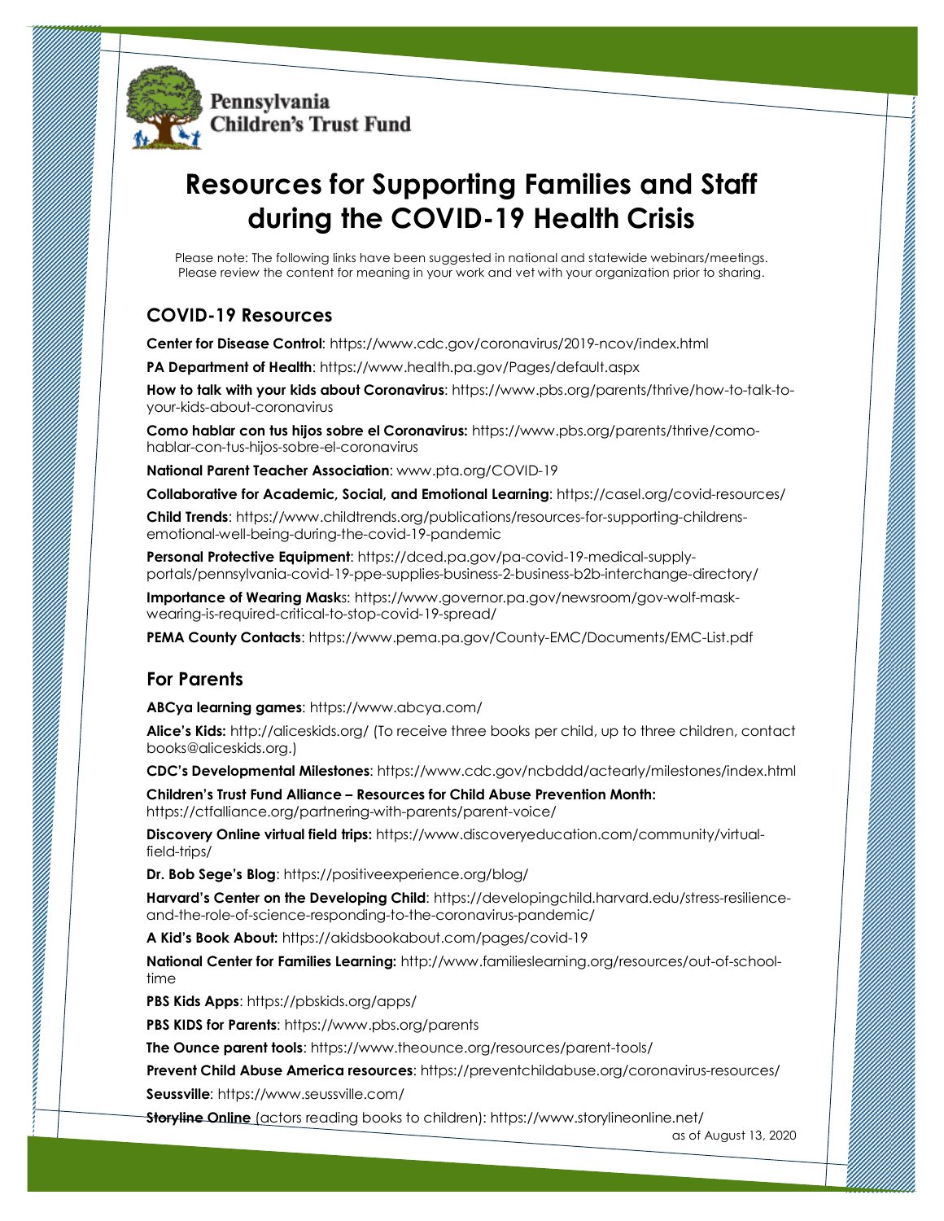Pennsylvania Children's Trust Fund

# Resources for Supporting Families and Staff during the COVID-19 Health Crisis

Please note: The following links have been suggested in national and statewide webinars/meetings. Please review the content for meaning in your work and vet with your organization prior to sharing.

## COVID-19 Resources

**Center for Disease Control**: https://www.cdc.gov/coronavirus/2019-ncov/index.html

**PA Department of Health**: https://www.health.pa.gov/Pages/default.aspx

**How to talk with your kids about Coronavirus**: https://www.pbs.org/parents/thrive/how-to-talk-to-your-kids-about-coronavirus

**Como hablar con tus hijos sobre el Coronavirus:** https://www.pbs.org/parents/thrive/como-hablar-con-tus-hijos-sobre-el-coronavirus

**National Parent Teacher Association**: www.pta.org/COVID-19

**Collaborative for Academic, Social, and Emotional Learning**: https://casel.org/covid-resources/

**Child Trends**: https://www.childtrends.org/publications/resources-for-supporting-childrens-emotional-well-being-during-the-covid-19-pandemic

**Personal Protective Equipment**: https://dced.pa.gov/pa-covid-19-medical-supply-portals/pennsylvania-covid-19-ppe-supplies-business-2-business-b2b-interchange-directory/

**Importance of Wearing Mask**s: https://www.governor.pa.gov/newsroom/gov-wolf-mask-wearing-is-required-critical-to-stop-covid-19-spread/

**PEMA County Contacts**: https://www.pema.pa.gov/County-EMC/Documents/EMC-List.pdf

## For Parents

**ABCya learning games**: https://www.abcya.com/

**Alice's Kids:** http://aliceskids.org/ (To receive three books per child, up to three children, contact books@aliceskids.org.)

**CDC's Developmental Milestones**: https://www.cdc.gov/ncbddd/actearly/milestones/index.html

**Children's Trust Fund Alliance – Resources for Child Abuse Prevention Month:** https://ctfalliance.org/partnering-with-parents/parent-voice/

**Discovery Online virtual field trips:** https://www.discoveryeducation.com/community/virtual-field-trips/

**Dr. Bob Sege's Blog**: https://positiveexperience.org/blog/

**Harvard's Center on the Developing Child**: https://developingchild.harvard.edu/stress-resilience-and-the-role-of-science-responding-to-the-coronavirus-pandemic/

**A Kid's Book About:** https://akidsbookabout.com/pages/covid-19

**National Center for Families Learning:** http://www.familieslearning.org/resources/out-of-school-time

**PBS Kids Apps**: https://pbskids.org/apps/

**PBS KIDS for Parents**: https://www.pbs.org/parents

**The Ounce parent tools**: https://www.theounce.org/resources/parent-tools/

**Prevent Child Abuse America resources**: https://preventchildabuse.org/coronavirus-resources/

**Seussville**: https://www.seussville.com/

**Storyline Online** (actors reading books to children): https://www.storylineonline.net/

as of August 13, 2020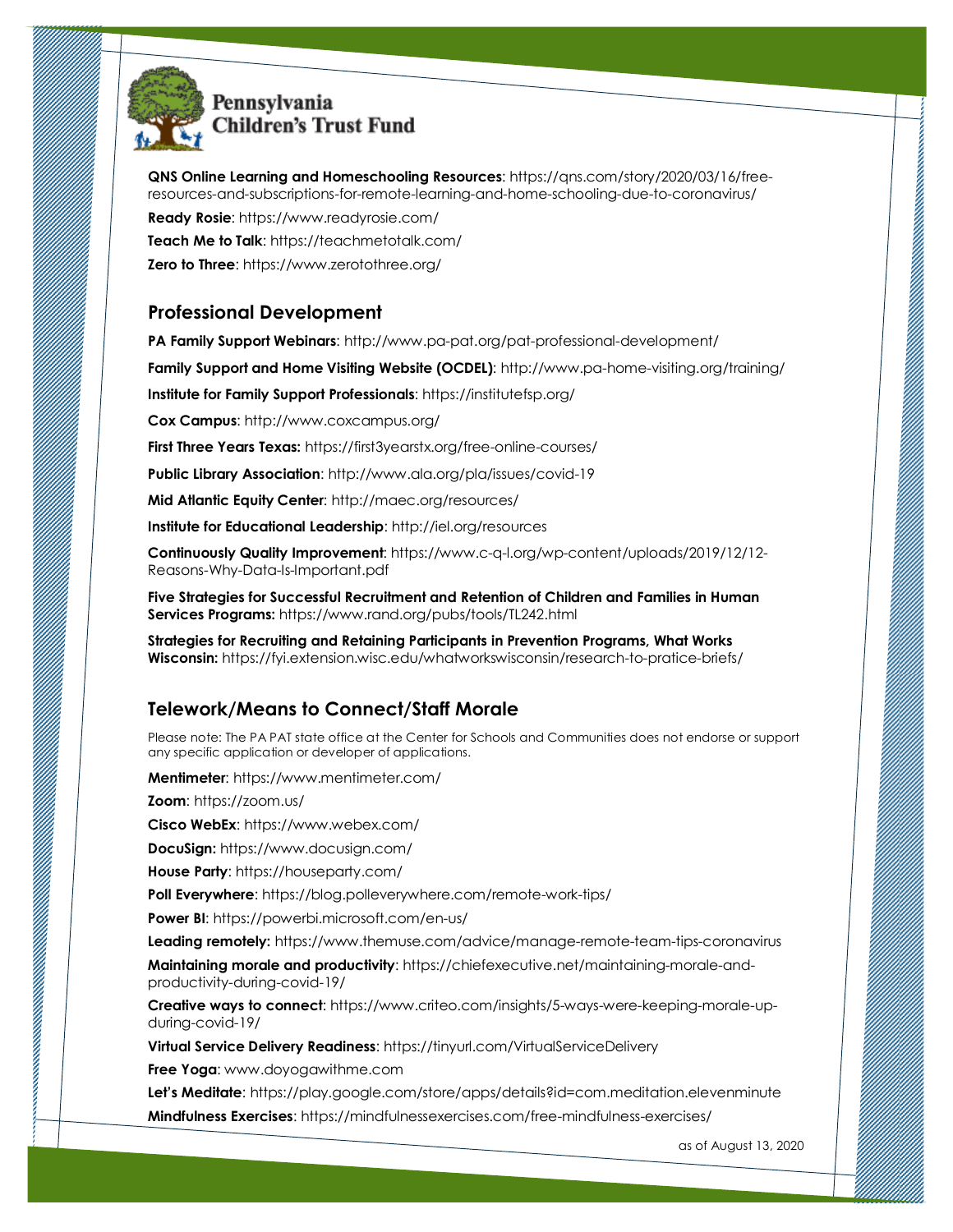**Pennsylvania Children's Trust Fund**

**QNS Online Learning and Homeschooling Resources**: https://qns.com/story/2020/03/16/free-resources-and-subscriptions-for-remote-learning-and-home-schooling-due-to-coronavirus/

**Ready Rosie**: https://www.readyrosie.com/

**Teach Me to Talk**: https://teachmetotalk.com/

**Zero to Three**: https://www.zerotothree.org/

## Professional Development

**PA Family Support Webinars**: http://www.pa-pat.org/pat-professional-development/

**Family Support and Home Visiting Website (OCDEL)**: http://www.pa-home-visiting.org/training/

**Institute for Family Support Professionals**: https://institutefsp.org/

**Cox Campus**: http://www.coxcampus.org/

**First Three Years Texas:** https://first3yearstx.org/free-online-courses/

**Public Library Association**: http://www.ala.org/pla/issues/covid-19

**Mid Atlantic Equity Center**: http://maec.org/resources/

**Institute for Educational Leadership**: http://iel.org/resources

**Continuously Quality Improvement**: https://www.c-q-l.org/wp-content/uploads/2019/12/12-Reasons-Why-Data-Is-Important.pdf

**Five Strategies for Successful Recruitment and Retention of Children and Families in Human Services Programs:** https://www.rand.org/pubs/tools/TL242.html

**Strategies for Recruiting and Retaining Participants in Prevention Programs, What Works Wisconsin:** https://fyi.extension.wisc.edu/whatworkswisconsin/research-to-pratice-briefs/

## Telework/Means to Connect/Staff Morale

Please note: The PA PAT state office at the Center for Schools and Communities does not endorse or support any specific application or developer of applications.

**Mentimeter**: https://www.mentimeter.com/

**Zoom**: https://zoom.us/

**Cisco WebEx**: https://www.webex.com/

**DocuSign:** https://www.docusign.com/

**House Party**: https://houseparty.com/

**Poll Everywhere**: https://blog.polleverywhere.com/remote-work-tips/

**Power BI**: https://powerbi.microsoft.com/en-us/

**Leading remotely:** https://www.themuse.com/advice/manage-remote-team-tips-coronavirus

**Maintaining morale and productivity**: https://chiefexecutive.net/maintaining-morale-and-productivity-during-covid-19/

**Creative ways to connect**: https://www.criteo.com/insights/5-ways-were-keeping-morale-up-during-covid-19/

**Virtual Service Delivery Readiness**: https://tinyurl.com/VirtualServiceDelivery

**Free Yoga**: www.doyogawithme.com

**Let's Meditate**: https://play.google.com/store/apps/details?id=com.meditation.elevenminute

**Mindfulness Exercises**: https://mindfulnessexercises.com/free-mindfulness-exercises/

as of August 13, 2020